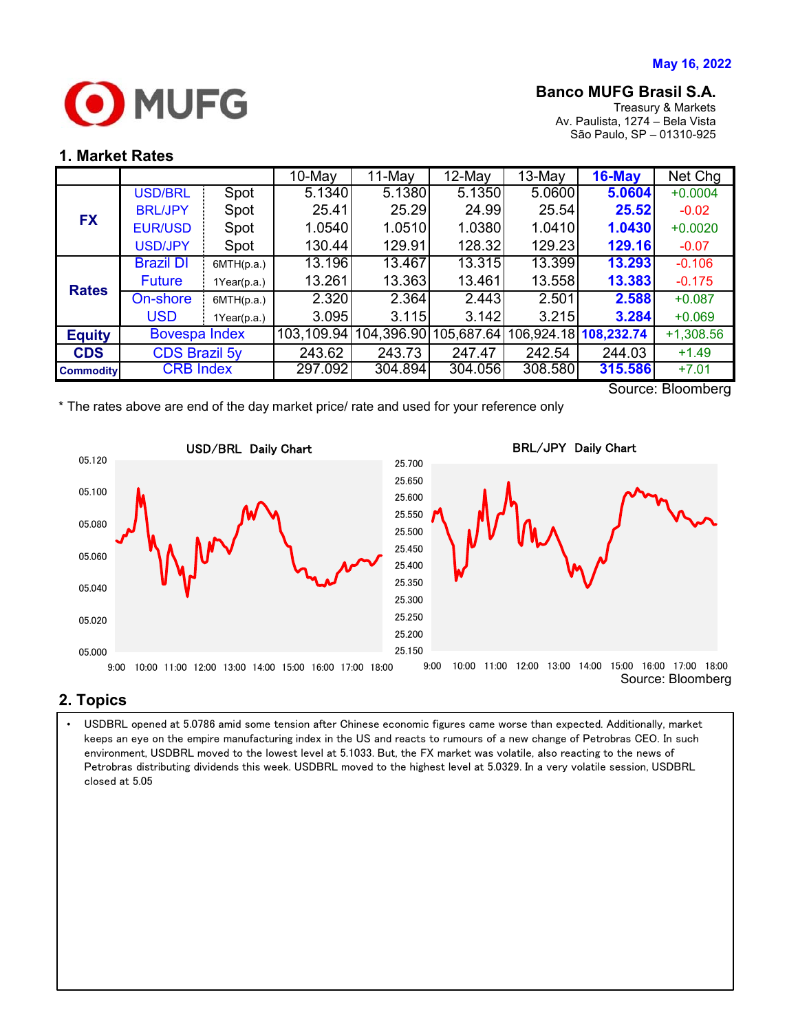May 16, 2022

**Banco MUFG Brasil S.A.**
Treasury & Markets
Av. Paulista, 1274 – Bela Vista
São Paulo, SP – 01310-925

## 1. Market Rates

| | | | 10-May | 11-May | 12-May | 13-May | 16-May | Net Chg |
|---|---|---|---|---|---|---|---|---|
| FX | USD/BRL | Spot | 5.1340 | 5.1380 | 5.1350 | 5.0600 | **5.0604** | +0.0004 |
| | BRL/JPY | Spot | 25.41 | 25.29 | 24.99 | 25.54 | **25.52** | -0.02 |
| | EUR/USD | Spot | 1.0540 | 1.0510 | 1.0380 | 1.0410 | **1.0430** | +0.0020 |
| | USD/JPY | Spot | 130.44 | 129.91 | 128.32 | 129.23 | **129.16** | -0.07 |
| Rates | Brazil DI Future | 6MTH(p.a.) | 13.196 | 13.467 | 13.315 | 13.399 | **13.293** | -0.106 |
| | | 1Year(p.a.) | 13.261 | 13.363 | 13.461 | 13.558 | **13.383** | -0.175 |
| | On-shore USD | 6MTH(p.a.) | 2.320 | 2.364 | 2.443 | 2.501 | **2.588** | +0.087 |
| | | 1Year(p.a.) | 3.095 | 3.115 | 3.142 | 3.215 | **3.284** | +0.069 |
| Equity | Bovespa Index | | 103,109.94 | 104,396.90 | 105,687.64 | 106,924.18 | **108,232.74** | +1,308.56 |
| CDS | CDS Brazil 5y | | 243.62 | 243.73 | 247.47 | 242.54 | 244.03 | +1.49 |
| Commodity | CRB Index | | 297.092 | 304.894 | 304.056 | 308.580 | **315.586** | +7.01 |

Source: Bloomberg

\* The rates above are end of the day market price/ rate and used for your reference only

USD/BRL Daily Chart

BRL/JPY Daily Chart

Source: Bloomberg

## 2. Topics

- USDBRL opened at 5.0786 amid some tension after Chinese economic figures came worse than expected. Additionally, market keeps an eye on the empire manufacturing index in the US and reacts to rumours of a new change of Petrobras CEO. In such environment, USDBRL moved to the lowest level at 5.1033. But, the FX market was volatile, also reacting to the news of Petrobras distributing dividends this week. USDBRL moved to the highest level at 5.0329. In a very volatile session, USDBRL closed at 5.05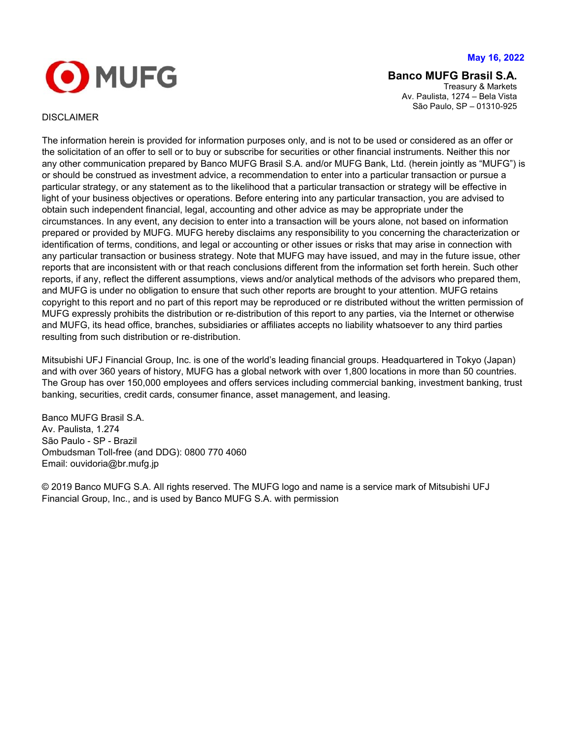May 16, 2022

**Banco MUFG Brasil S.A.**
Treasury & Markets
Av. Paulista, 1274 – Bela Vista
São Paulo, SP – 01310-925

DISCLAIMER

The information herein is provided for information purposes only, and is not to be used or considered as an offer or the solicitation of an offer to sell or to buy or subscribe for securities or other financial instruments. Neither this nor any other communication prepared by Banco MUFG Brasil S.A. and/or MUFG Bank, Ltd. (herein jointly as "MUFG") is or should be construed as investment advice, a recommendation to enter into a particular transaction or pursue a particular strategy, or any statement as to the likelihood that a particular transaction or strategy will be effective in light of your business objectives or operations. Before entering into any particular transaction, you are advised to obtain such independent financial, legal, accounting and other advice as may be appropriate under the circumstances. In any event, any decision to enter into a transaction will be yours alone, not based on information prepared or provided by MUFG. MUFG hereby disclaims any responsibility to you concerning the characterization or identification of terms, conditions, and legal or accounting or other issues or risks that may arise in connection with any particular transaction or business strategy. Note that MUFG may have issued, and may in the future issue, other reports that are inconsistent with or that reach conclusions different from the information set forth herein. Such other reports, if any, reflect the different assumptions, views and/or analytical methods of the advisors who prepared them, and MUFG is under no obligation to ensure that such other reports are brought to your attention. MUFG retains copyright to this report and no part of this report may be reproduced or re distributed without the written permission of MUFG expressly prohibits the distribution or re-distribution of this report to any parties, via the Internet or otherwise and MUFG, its head office, branches, subsidiaries or affiliates accepts no liability whatsoever to any third parties resulting from such distribution or re-distribution.

Mitsubishi UFJ Financial Group, Inc. is one of the world's leading financial groups. Headquartered in Tokyo (Japan) and with over 360 years of history, MUFG has a global network with over 1,800 locations in more than 50 countries. The Group has over 150,000 employees and offers services including commercial banking, investment banking, trust banking, securities, credit cards, consumer finance, asset management, and leasing.

Banco MUFG Brasil S.A.
Av. Paulista, 1.274
São Paulo - SP - Brazil
Ombudsman Toll-free (and DDG): 0800 770 4060
Email: ouvidoria@br.mufg.jp

© 2019 Banco MUFG S.A. All rights reserved. The MUFG logo and name is a service mark of Mitsubishi UFJ Financial Group, Inc., and is used by Banco MUFG S.A. with permission